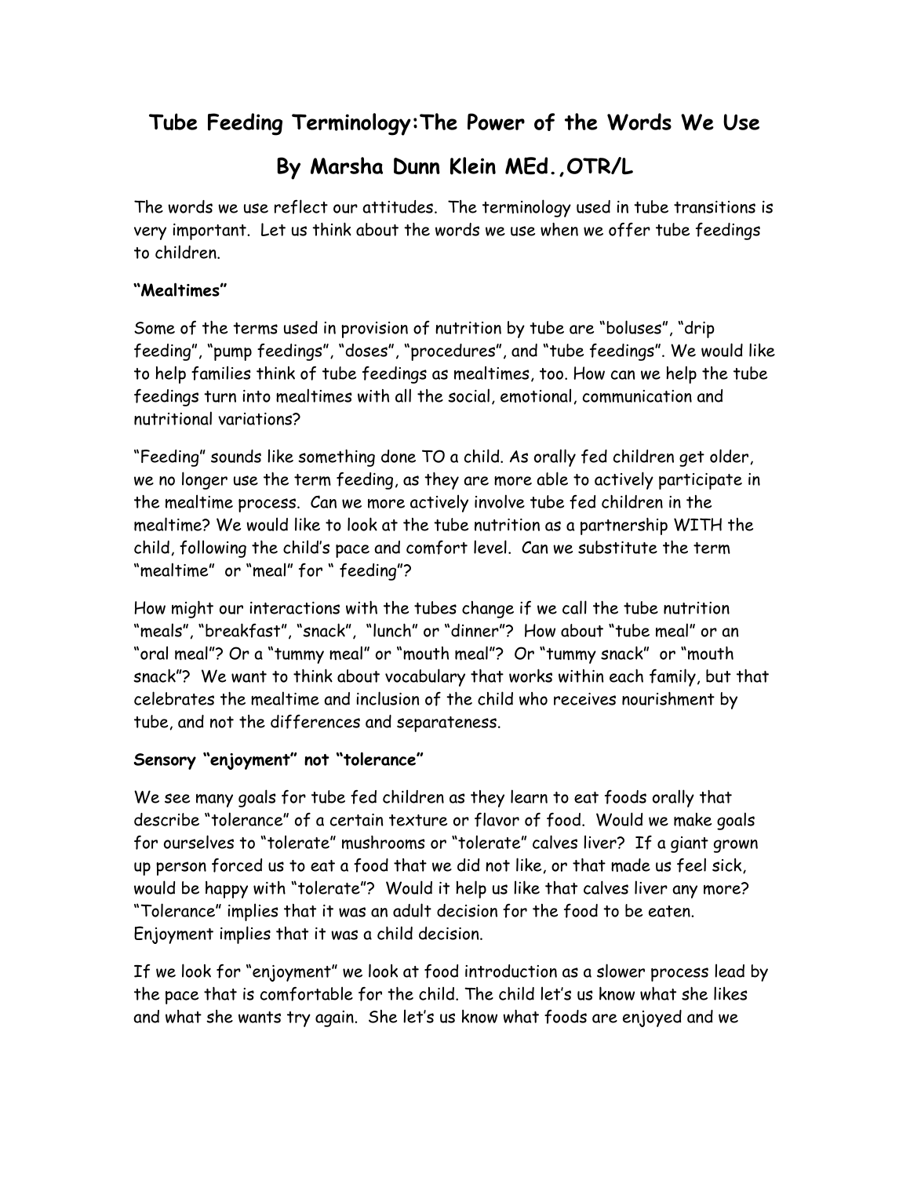# Tube Feeding Terminology:The Power of the Words We Use

## By Marsha Dunn Klein MEd.,OTR/L

The words we use reflect our attitudes. The terminology used in tube transitions is very important. Let us think about the words we use when we offer tube feedings to children.

**"Mealtimes"**

Some of the terms used in provision of nutrition by tube are "boluses", "drip feeding", "pump feedings", "doses", "procedures", and "tube feedings". We would like to help families think of tube feedings as mealtimes, too. How can we help the tube feedings turn into mealtimes with all the social, emotional, communication and nutritional variations?

"Feeding" sounds like something done TO a child. As orally fed children get older, we no longer use the term feeding, as they are more able to actively participate in the mealtime process. Can we more actively involve tube fed children in the mealtime? We would like to look at the tube nutrition as a partnership WITH the child, following the child's pace and comfort level. Can we substitute the term "mealtime" or "meal" for " feeding"?

How might our interactions with the tubes change if we call the tube nutrition "meals", "breakfast", "snack", "lunch" or "dinner"? How about "tube meal" or an "oral meal"? Or a "tummy meal" or "mouth meal"? Or "tummy snack" or "mouth snack"? We want to think about vocabulary that works within each family, but that celebrates the mealtime and inclusion of the child who receives nourishment by tube, and not the differences and separateness.

**Sensory "enjoyment" not "tolerance"**

We see many goals for tube fed children as they learn to eat foods orally that describe "tolerance" of a certain texture or flavor of food. Would we make goals for ourselves to "tolerate" mushrooms or "tolerate" calves liver? If a giant grown up person forced us to eat a food that we did not like, or that made us feel sick, would be happy with "tolerate"? Would it help us like that calves liver any more? "Tolerance" implies that it was an adult decision for the food to be eaten. Enjoyment implies that it was a child decision.

If we look for "enjoyment" we look at food introduction as a slower process lead by the pace that is comfortable for the child. The child let's us know what she likes and what she wants try again. She let's us know what foods are enjoyed and we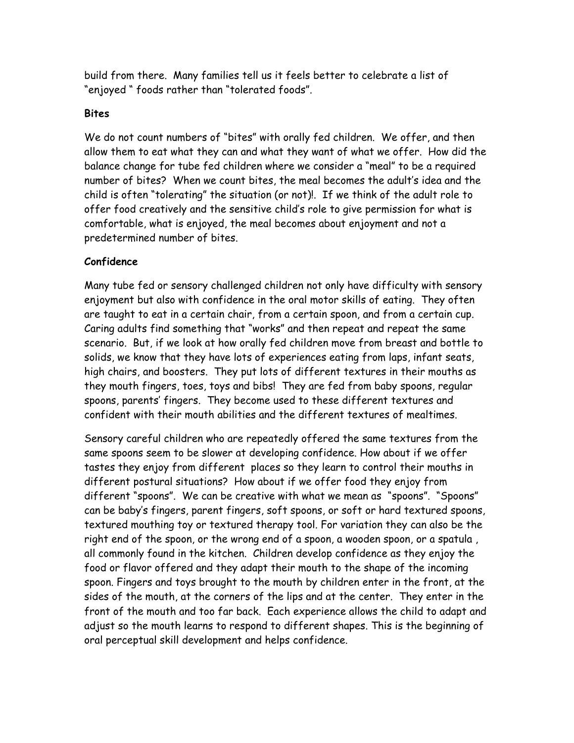build from there. Many families tell us it feels better to celebrate a list of "enjoyed " foods rather than "tolerated foods".

**Bites**

We do not count numbers of "bites" with orally fed children. We offer, and then allow them to eat what they can and what they want of what we offer. How did the balance change for tube fed children where we consider a "meal" to be a required number of bites? When we count bites, the meal becomes the adult's idea and the child is often "tolerating" the situation (or not)!. If we think of the adult role to offer food creatively and the sensitive child's role to give permission for what is comfortable, what is enjoyed, the meal becomes about enjoyment and not a predetermined number of bites.

**Confidence**

Many tube fed or sensory challenged children not only have difficulty with sensory enjoyment but also with confidence in the oral motor skills of eating. They often are taught to eat in a certain chair, from a certain spoon, and from a certain cup. Caring adults find something that "works" and then repeat and repeat the same scenario. But, if we look at how orally fed children move from breast and bottle to solids, we know that they have lots of experiences eating from laps, infant seats, high chairs, and boosters. They put lots of different textures in their mouths as they mouth fingers, toes, toys and bibs! They are fed from baby spoons, regular spoons, parents' fingers. They become used to these different textures and confident with their mouth abilities and the different textures of mealtimes.

Sensory careful children who are repeatedly offered the same textures from the same spoons seem to be slower at developing confidence. How about if we offer tastes they enjoy from different places so they learn to control their mouths in different postural situations? How about if we offer food they enjoy from different "spoons". We can be creative with what we mean as "spoons". "Spoons" can be baby's fingers, parent fingers, soft spoons, or soft or hard textured spoons, textured mouthing toy or textured therapy tool. For variation they can also be the right end of the spoon, or the wrong end of a spoon, a wooden spoon, or a spatula , all commonly found in the kitchen. Children develop confidence as they enjoy the food or flavor offered and they adapt their mouth to the shape of the incoming spoon. Fingers and toys brought to the mouth by children enter in the front, at the sides of the mouth, at the corners of the lips and at the center. They enter in the front of the mouth and too far back. Each experience allows the child to adapt and adjust so the mouth learns to respond to different shapes. This is the beginning of oral perceptual skill development and helps confidence.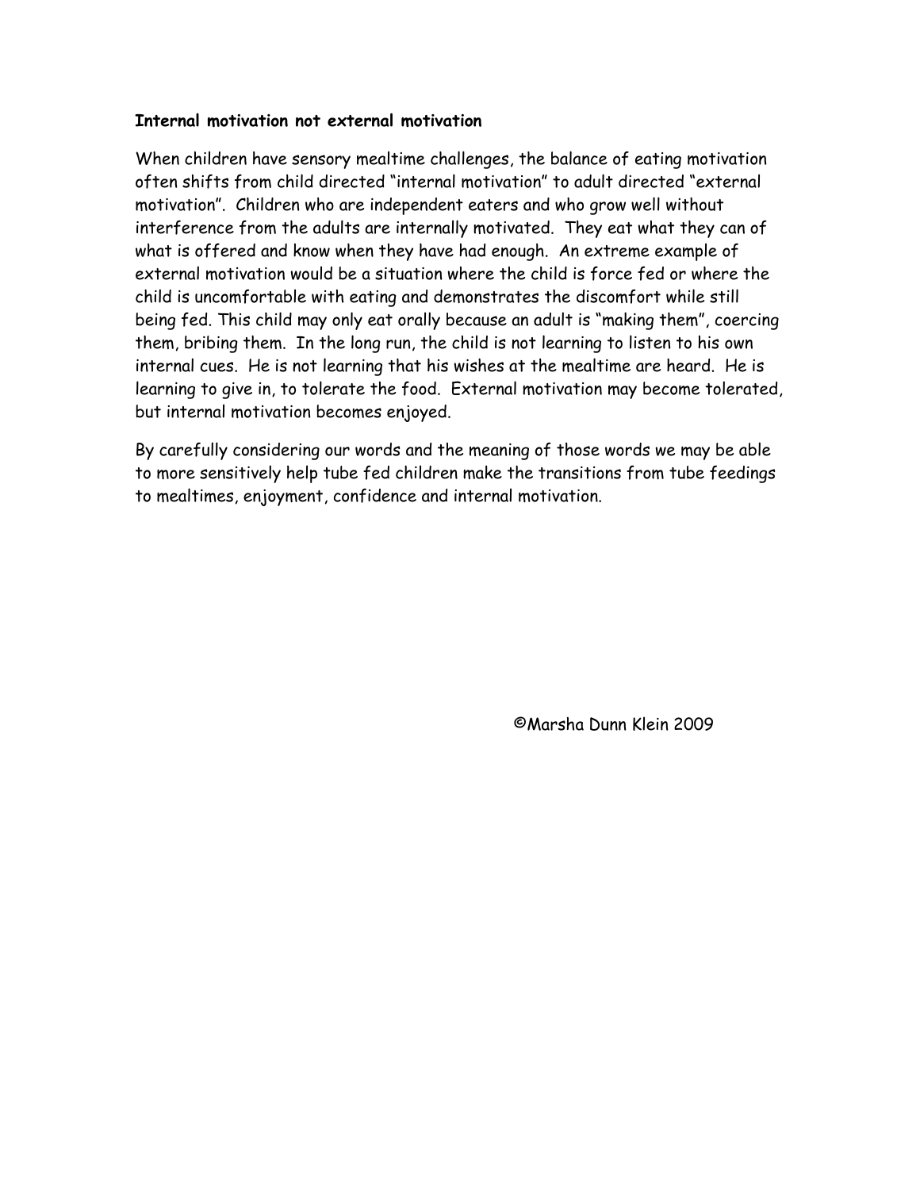**Internal motivation not external motivation**

When children have sensory mealtime challenges, the balance of eating motivation often shifts from child directed "internal motivation" to adult directed "external motivation". Children who are independent eaters and who grow well without interference from the adults are internally motivated. They eat what they can of what is offered and know when they have had enough. An extreme example of external motivation would be a situation where the child is force fed or where the child is uncomfortable with eating and demonstrates the discomfort while still being fed. This child may only eat orally because an adult is "making them", coercing them, bribing them. In the long run, the child is not learning to listen to his own internal cues. He is not learning that his wishes at the mealtime are heard. He is learning to give in, to tolerate the food. External motivation may become tolerated, but internal motivation becomes enjoyed.

By carefully considering our words and the meaning of those words we may be able to more sensitively help tube fed children make the transitions from tube feedings to mealtimes, enjoyment, confidence and internal motivation.

©Marsha Dunn Klein 2009